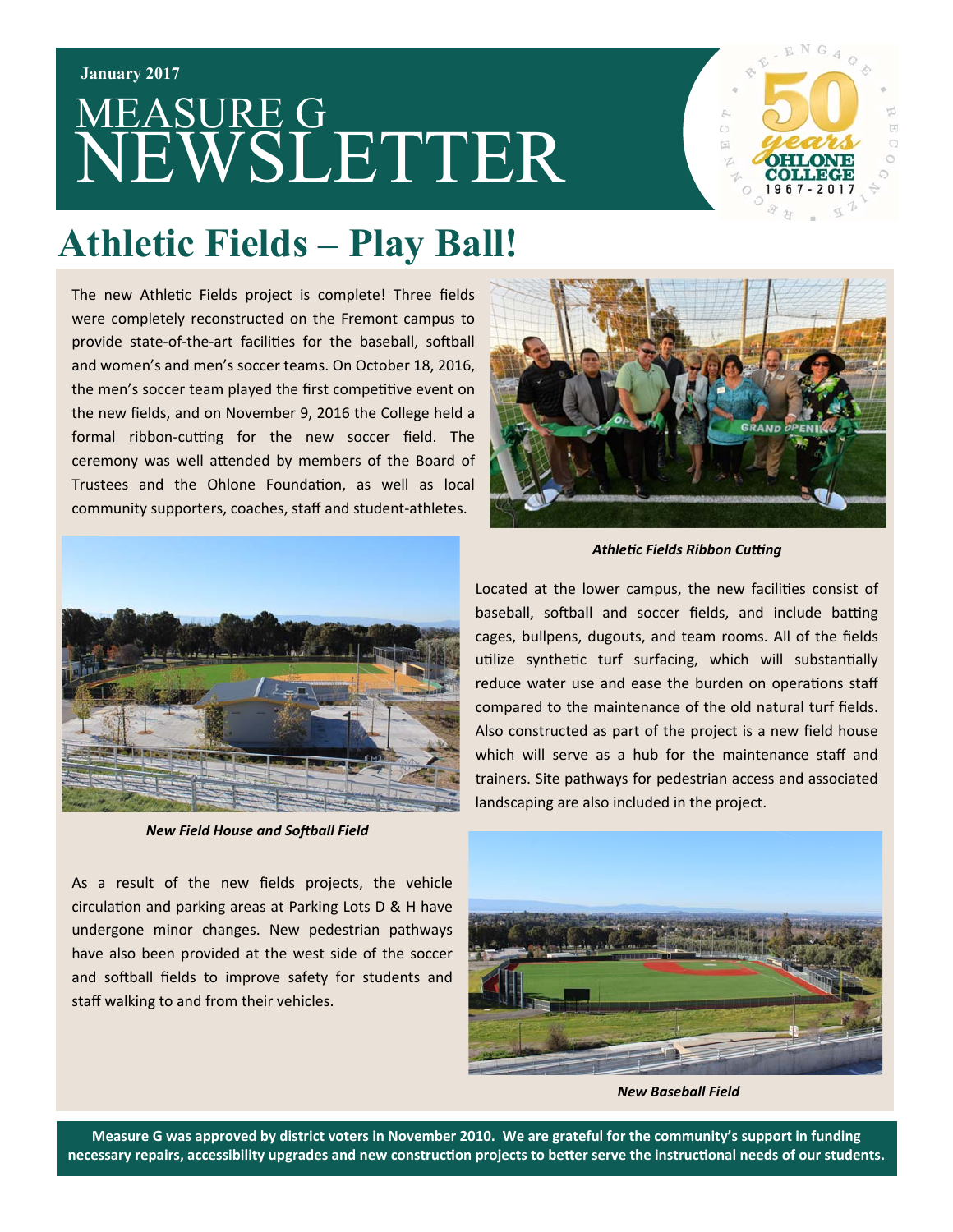January 2017

# MEASURE G NEWSLETTER

## Athletic Fields – Play Ball!

The new Athletic Fields project is complete! Three fields were completely reconstructed on the Fremont campus to provide state-of-the-art facilities for the baseball, softball and women's and men's soccer teams. On October 18, 2016, the men's soccer team played the first competitive event on the new fields, and on November 9, 2016 the College held a formal ribbon-cutting for the new soccer field. The ceremony was well attended by members of the Board of Trustees and the Ohlone Foundation, as well as local community supporters, coaches, staff and student-athletes.

***Athletic Fields Ribbon Cutting***

Located at the lower campus, the new facilities consist of baseball, softball and soccer fields, and include batting cages, bullpens, dugouts, and team rooms. All of the fields utilize synthetic turf surfacing, which will substantially reduce water use and ease the burden on operations staff compared to the maintenance of the old natural turf fields. Also constructed as part of the project is a new field house which will serve as a hub for the maintenance staff and trainers. Site pathways for pedestrian access and associated landscaping are also included in the project.

***New Field House and Softball Field***

As a result of the new fields projects, the vehicle circulation and parking areas at Parking Lots D & H have undergone minor changes. New pedestrian pathways have also been provided at the west side of the soccer and softball fields to improve safety for students and staff walking to and from their vehicles.

***New Baseball Field***

**Measure G was approved by district voters in November 2010. We are grateful for the community's support in funding necessary repairs, accessibility upgrades and new construction projects to better serve the instructional needs of our students.**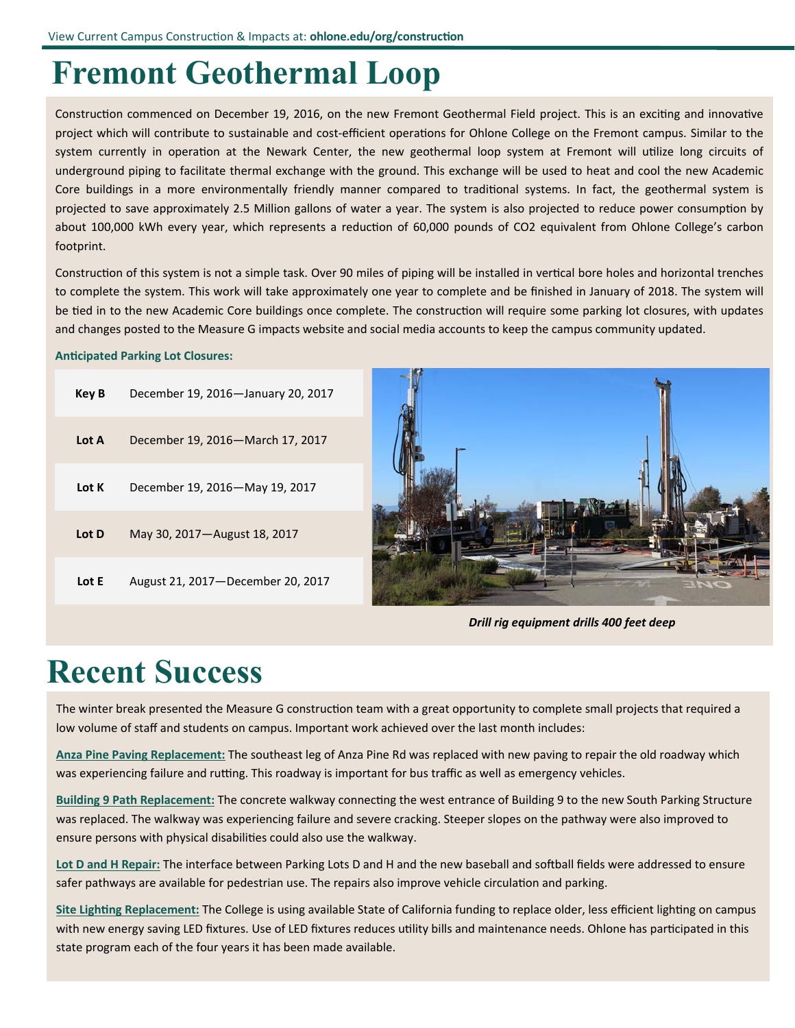View Current Campus Construction & Impacts at: **ohlone.edu/org/construction**

# Fremont Geothermal Loop

Construction commenced on December 19, 2016, on the new Fremont Geothermal Field project. This is an exciting and innovative project which will contribute to sustainable and cost-efficient operations for Ohlone College on the Fremont campus. Similar to the system currently in operation at the Newark Center, the new geothermal loop system at Fremont will utilize long circuits of underground piping to facilitate thermal exchange with the ground. This exchange will be used to heat and cool the new Academic Core buildings in a more environmentally friendly manner compared to traditional systems. In fact, the geothermal system is projected to save approximately 2.5 Million gallons of water a year. The system is also projected to reduce power consumption by about 100,000 kWh every year, which represents a reduction of 60,000 pounds of $CO_2$ equivalent from Ohlone College's carbon footprint.

Construction of this system is not a simple task. Over 90 miles of piping will be installed in vertical bore holes and horizontal trenches to complete the system. This work will take approximately one year to complete and be finished in January of 2018. The system will be tied in to the new Academic Core buildings once complete. The construction will require some parking lot closures, with updates and changes posted to the Measure G impacts website and social media accounts to keep the campus community updated.

**Anticipated Parking Lot Closures:**

| | |
|---|---|
| **Key B** | December 19, 2016—January 20, 2017 |
| **Lot A** | December 19, 2016—March 17, 2017 |
| **Lot K** | December 19, 2016—May 19, 2017 |
| **Lot D** | May 30, 2017—August 18, 2017 |
| **Lot E** | August 21, 2017—December 20, 2017 |

***Drill rig equipment drills 400 feet deep***

# Recent Success

The winter break presented the Measure G construction team with a great opportunity to complete small projects that required a low volume of staff and students on campus. Important work achieved over the last month includes:

**Anza Pine Paving Replacement:** The southeast leg of Anza Pine Rd was replaced with new paving to repair the old roadway which was experiencing failure and rutting. This roadway is important for bus traffic as well as emergency vehicles.

**Building 9 Path Replacement:** The concrete walkway connecting the west entrance of Building 9 to the new South Parking Structure was replaced. The walkway was experiencing failure and severe cracking. Steeper slopes on the pathway were also improved to ensure persons with physical disabilities could also use the walkway.

**Lot D and H Repair:** The interface between Parking Lots D and H and the new baseball and softball fields were addressed to ensure safer pathways are available for pedestrian use. The repairs also improve vehicle circulation and parking.

**Site Lighting Replacement:** The College is using available State of California funding to replace older, less efficient lighting on campus with new energy saving LED fixtures. Use of LED fixtures reduces utility bills and maintenance needs. Ohlone has participated in this state program each of the four years it has been made available.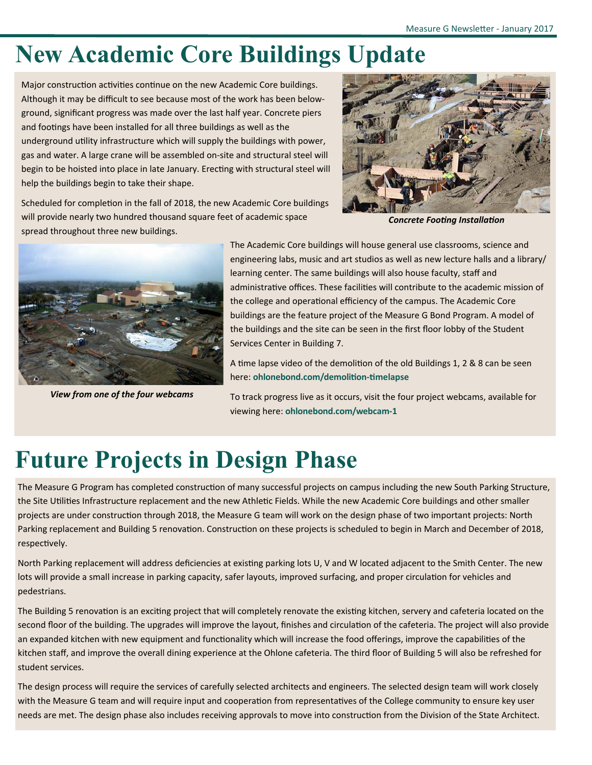# New Academic Core Buildings Update

Major construction activities continue on the new Academic Core buildings. Although it may be difficult to see because most of the work has been below-ground, significant progress was made over the last half year. Concrete piers and footings have been installed for all three buildings as well as the underground utility infrastructure which will supply the buildings with power, gas and water. A large crane will be assembled on-site and structural steel will begin to be hoisted into place in late January. Erecting with structural steel will help the buildings begin to take their shape.

Scheduled for completion in the fall of 2018, the new Academic Core buildings will provide nearly two hundred thousand square feet of academic space spread throughout three new buildings.

***Concrete Footing Installation***

The Academic Core buildings will house general use classrooms, science and engineering labs, music and art studios as well as new lecture halls and a library/learning center. The same buildings will also house faculty, staff and administrative offices. These facilities will contribute to the academic mission of the college and operational efficiency of the campus. The Academic Core buildings are the feature project of the Measure G Bond Program. A model of the buildings and the site can be seen in the first floor lobby of the Student Services Center in Building 7.

***View from one of the four webcams***

A time lapse video of the demolition of the old Buildings 1, 2 & 8 can be seen here: **ohlonebond.com/demolition-timelapse**

To track progress live as it occurs, visit the four project webcams, available for viewing here: **ohlonebond.com/webcam-1**

# Future Projects in Design Phase

The Measure G Program has completed construction of many successful projects on campus including the new South Parking Structure, the Site Utilities Infrastructure replacement and the new Athletic Fields. While the new Academic Core buildings and other smaller projects are under construction through 2018, the Measure G team will work on the design phase of two important projects: North Parking replacement and Building 5 renovation. Construction on these projects is scheduled to begin in March and December of 2018, respectively.

North Parking replacement will address deficiencies at existing parking lots U, V and W located adjacent to the Smith Center. The new lots will provide a small increase in parking capacity, safer layouts, improved surfacing, and proper circulation for vehicles and pedestrians.

The Building 5 renovation is an exciting project that will completely renovate the existing kitchen, servery and cafeteria located on the second floor of the building. The upgrades will improve the layout, finishes and circulation of the cafeteria. The project will also provide an expanded kitchen with new equipment and functionality which will increase the food offerings, improve the capabilities of the kitchen staff, and improve the overall dining experience at the Ohlone cafeteria. The third floor of Building 5 will also be refreshed for student services.

The design process will require the services of carefully selected architects and engineers. The selected design team will work closely with the Measure G team and will require input and cooperation from representatives of the College community to ensure key user needs are met. The design phase also includes receiving approvals to move into construction from the Division of the State Architect.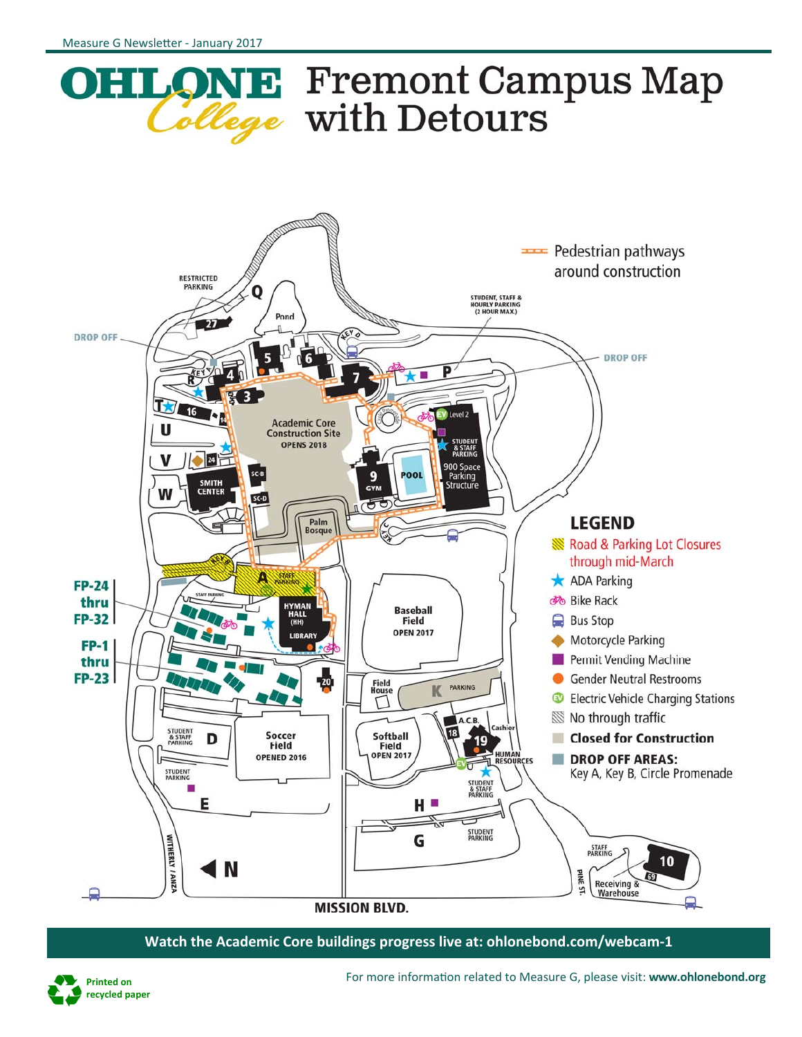# OHLONE College Fremont Campus Map with Detours

Pedestrian pathways around construction

RESTRICTED PARKING

Q

27

Pond

DROP OFF

KEY A

KEY B

R

4

5

6

7

3

STUDENT, STAFF & HOURLY PARKING (2 HOUR MAX.)

P

DROP OFF

T

16

14

U

Academic Core Construction Site OPENS 2018

Circle Promenade

EV Level 2

STUDENT & STAFF PARKING

900 Space Parking Structure

V

24

SC-B

9 GYM

POOL

W

SMITH CENTER

SC-D

Palm Bosque

KEY C

## LEGEND

- Road & Parking Lot Closures through mid-March
- ADA Parking
- Bike Rack
- Bus Stop
- Motorcycle Parking
- Permit Vending Machine
- Gender Neutral Restrooms
- Electric Vehicle Charging Stations
- No through traffic
- **Closed for Construction**
- **DROP OFF AREAS:** Key A, Key B, Circle Promenade

A STAFF PARKING

STAFF PARKING

FP-24 thru FP-32

HYMAN HALL (HH) LIBRARY

Baseball Field OPEN 2017

FP-1 thru FP-23

20

Field House

K PARKING

A.C.B.

18

19

Cashier

HUMAN RESOURCES

STUDENT & STAFF PARKING

D

Soccer Field OPENED 2016

Softball Field OPEN 2017

STUDENT PARKING

E

H

G

STUDENT PARKING

STAFF PARKING

10

69

Receiving & Warehouse

WITHERLY / ANZA

N

PINE ST.

MISSION BLVD.

**Watch the Academic Core buildings progress live at: ohlonebond.com/webcam-1**

**Printed on recycled paper**

For more information related to Measure G, please visit: **www.ohlonebond.org**